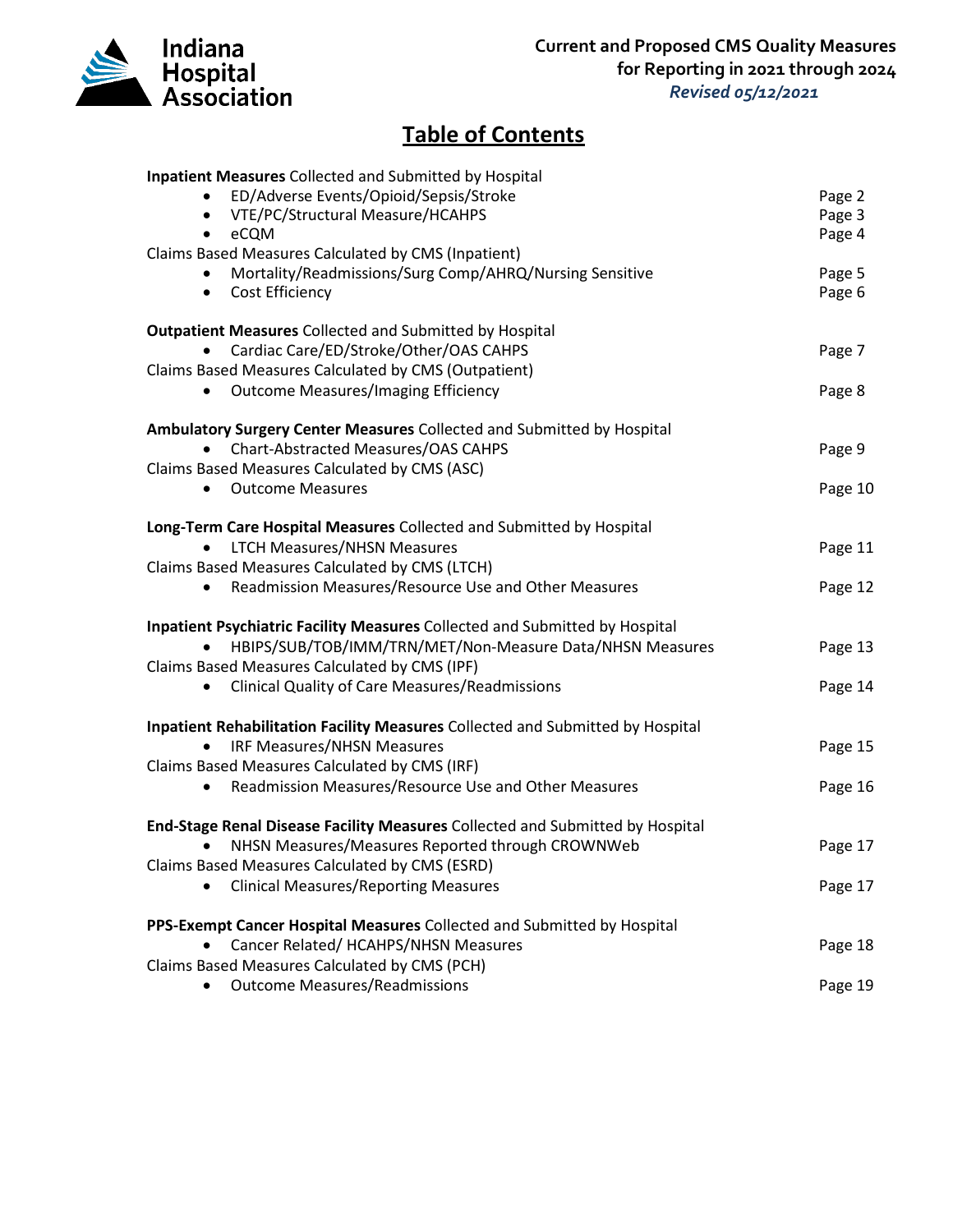Indiana Hospital Association

**Current and Proposed CMS Quality Measures for Reporting in 2021 through 2024**
*Revised 05/12/2021*

# Table of Contents

| Section | Page |
|---|---|
| **Inpatient Measures** Collected and Submitted by Hospital | |
| • ED/Adverse Events/Opioid/Sepsis/Stroke | Page 2 |
| • VTE/PC/Structural Measure/HCAHPS | Page 3 |
| • eCQM | Page 4 |
| Claims Based Measures Calculated by CMS (Inpatient) | |
| • Mortality/Readmissions/Surg Comp/AHRQ/Nursing Sensitive | Page 5 |
| • Cost Efficiency | Page 6 |
| **Outpatient Measures** Collected and Submitted by Hospital | |
| • Cardiac Care/ED/Stroke/Other/OAS CAHPS | Page 7 |
| Claims Based Measures Calculated by CMS (Outpatient) | |
| • Outcome Measures/Imaging Efficiency | Page 8 |
| **Ambulatory Surgery Center Measures** Collected and Submitted by Hospital | |
| • Chart-Abstracted Measures/OAS CAHPS | Page 9 |
| Claims Based Measures Calculated by CMS (ASC) | |
| • Outcome Measures | Page 10 |
| **Long-Term Care Hospital Measures** Collected and Submitted by Hospital | |
| • LTCH Measures/NHSN Measures | Page 11 |
| Claims Based Measures Calculated by CMS (LTCH) | |
| • Readmission Measures/Resource Use and Other Measures | Page 12 |
| **Inpatient Psychiatric Facility Measures** Collected and Submitted by Hospital | |
| • HBIPS/SUB/TOB/IMM/TRN/MET/Non-Measure Data/NHSN Measures | Page 13 |
| Claims Based Measures Calculated by CMS (IPF) | |
| • Clinical Quality of Care Measures/Readmissions | Page 14 |
| **Inpatient Rehabilitation Facility Measures** Collected and Submitted by Hospital | |
| • IRF Measures/NHSN Measures | Page 15 |
| Claims Based Measures Calculated by CMS (IRF) | |
| • Readmission Measures/Resource Use and Other Measures | Page 16 |
| **End-Stage Renal Disease Facility Measures** Collected and Submitted by Hospital | |
| • NHSN Measures/Measures Reported through CROWNWeb | Page 17 |
| Claims Based Measures Calculated by CMS (ESRD) | |
| • Clinical Measures/Reporting Measures | Page 17 |
| **PPS-Exempt Cancer Hospital Measures** Collected and Submitted by Hospital | |
| • Cancer Related/ HCAHPS/NHSN Measures | Page 18 |
| Claims Based Measures Calculated by CMS (PCH) | |
| • Outcome Measures/Readmissions | Page 19 |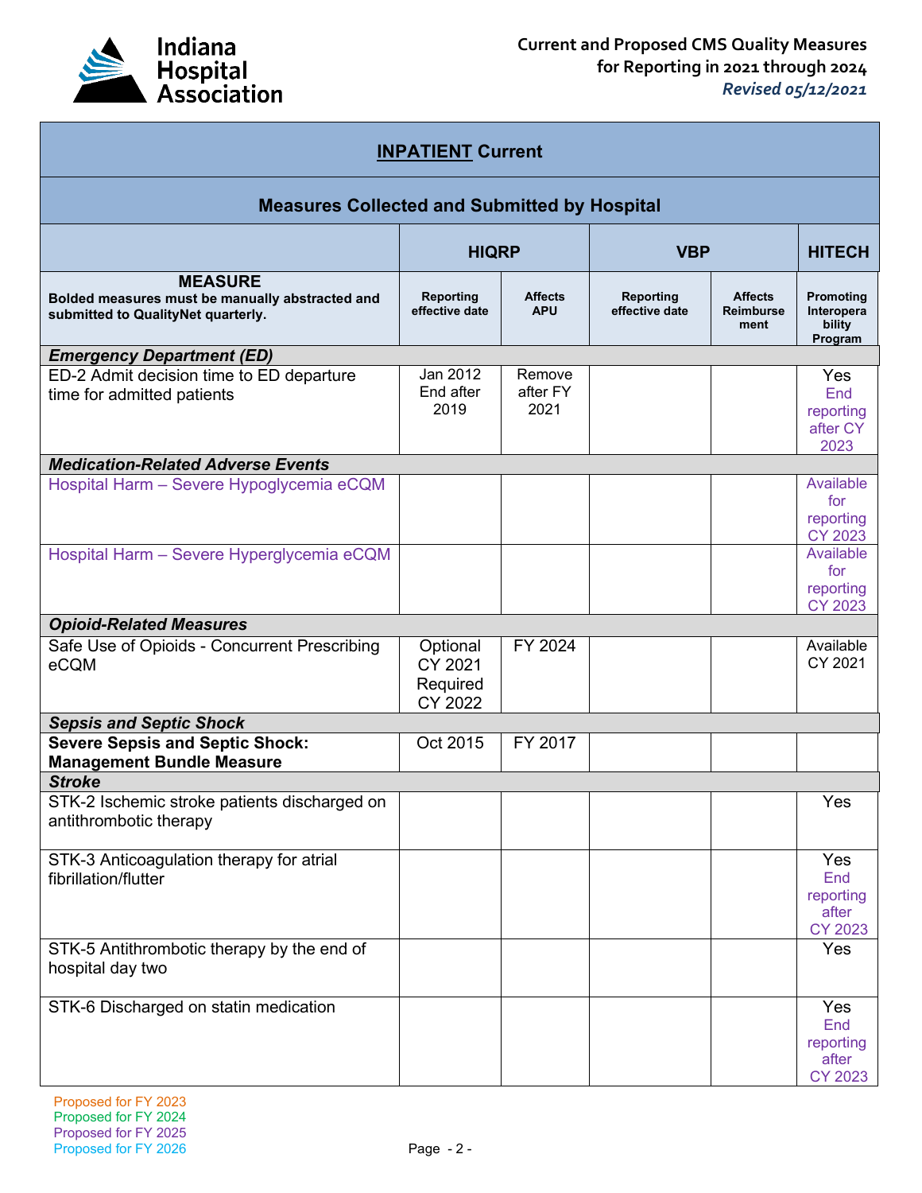| INPATIENT Current | | | | | |
|---|---|---|---|---|---|
| **Measures Collected and Submitted by Hospital** | | | | | |
| | HIQRP | | VBP | | HITECH |
| **MEASURE** Bolded measures must be manually abstracted and submitted to QualityNet quarterly. | Reporting effective date | Affects APU | Reporting effective date | Affects Reimbursement | Promoting Interoperability Program |
| ***Emergency Department (ED)*** | | | | | |
| ED-2 Admit decision time to ED departure time for admitted patients | Jan 2012 End after 2019 | Remove after FY 2021 | | | Yes End reporting after CY 2023 |
| ***Medication-Related Adverse Events*** | | | | | |
| Hospital Harm – Severe Hypoglycemia eCQM | | | | | Available for reporting CY 2023 |
| Hospital Harm – Severe Hyperglycemia eCQM | | | | | Available for reporting CY 2023 |
| ***Opioid-Related Measures*** | | | | | |
| Safe Use of Opioids - Concurrent Prescribing eCQM | Optional CY 2021 Required CY 2022 | FY 2024 | | | Available CY 2021 |
| ***Sepsis and Septic Shock*** | | | | | |
| **Severe Sepsis and Septic Shock: Management Bundle Measure** | Oct 2015 | FY 2017 | | | |
| ***Stroke*** | | | | | |
| STK-2 Ischemic stroke patients discharged on antithrombotic therapy | | | | | Yes |
| STK-3 Anticoagulation therapy for atrial fibrillation/flutter | | | | | Yes End reporting after CY 2023 |
| STK-5 Antithrombotic therapy by the end of hospital day two | | | | | Yes |
| STK-6 Discharged on statin medication | | | | | Yes End reporting after CY 2023 |

Proposed for FY 2023
Proposed for FY 2024
Proposed for FY 2025
Proposed for FY 2026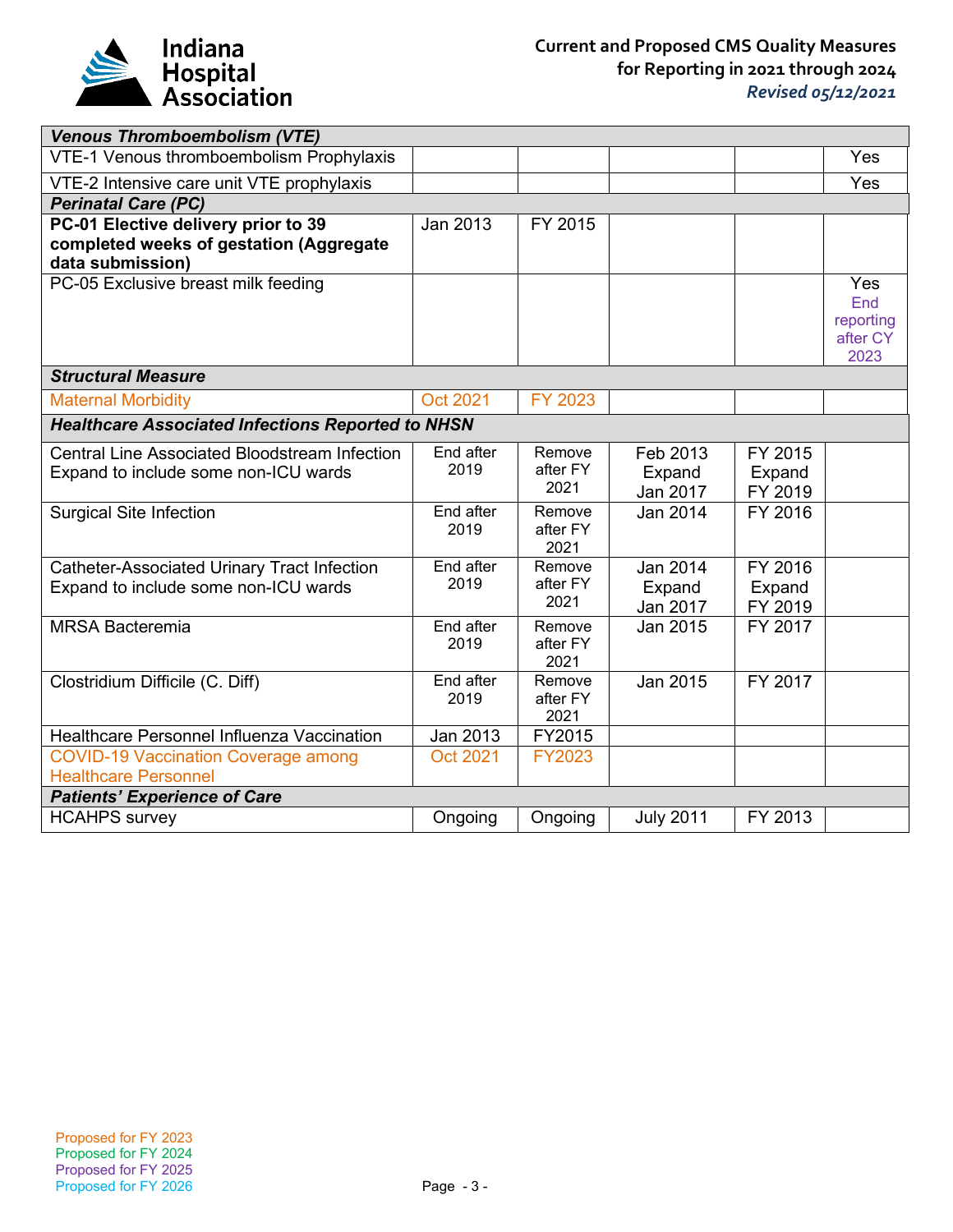| Venous Thromboembolism (VTE) | | | | | |
|---|---|---|---|---|---|
| VTE-1 Venous thromboembolism Prophylaxis | | | | | Yes |
| VTE-2 Intensive care unit VTE prophylaxis | | | | | Yes |
| ***Perinatal Care (PC)*** | | | | | |
| **PC-01 Elective delivery prior to 39 completed weeks of gestation (Aggregate data submission)** | Jan 2013 | FY 2015 | | | |
| PC-05 Exclusive breast milk feeding | | | | | Yes End reporting after CY 2023 |
| ***Structural Measure*** | | | | | |
| Maternal Morbidity | Oct 2021 | FY 2023 | | | |
| ***Healthcare Associated Infections Reported to NHSN*** | | | | | |
| Central Line Associated Bloodstream Infection Expand to include some non-ICU wards | End after 2019 | Remove after FY 2021 | Feb 2013 Expand Jan 2017 | FY 2015 Expand FY 2019 | |
| Surgical Site Infection | End after 2019 | Remove after FY 2021 | Jan 2014 | FY 2016 | |
| Catheter-Associated Urinary Tract Infection Expand to include some non-ICU wards | End after 2019 | Remove after FY 2021 | Jan 2014 Expand Jan 2017 | FY 2016 Expand FY 2019 | |
| MRSA Bacteremia | End after 2019 | Remove after FY 2021 | Jan 2015 | FY 2017 | |
| Clostridium Difficile (C. Diff) | End after 2019 | Remove after FY 2021 | Jan 2015 | FY 2017 | |
| Healthcare Personnel Influenza Vaccination | Jan 2013 | FY2015 | | | |
| COVID-19 Vaccination Coverage among Healthcare Personnel | Oct 2021 | FY2023 | | | |
| ***Patients' Experience of Care*** | | | | | |
| HCAHPS survey | Ongoing | Ongoing | July 2011 | FY 2013 | |

Proposed for FY 2023
Proposed for FY 2024
Proposed for FY 2025
Proposed for FY 2026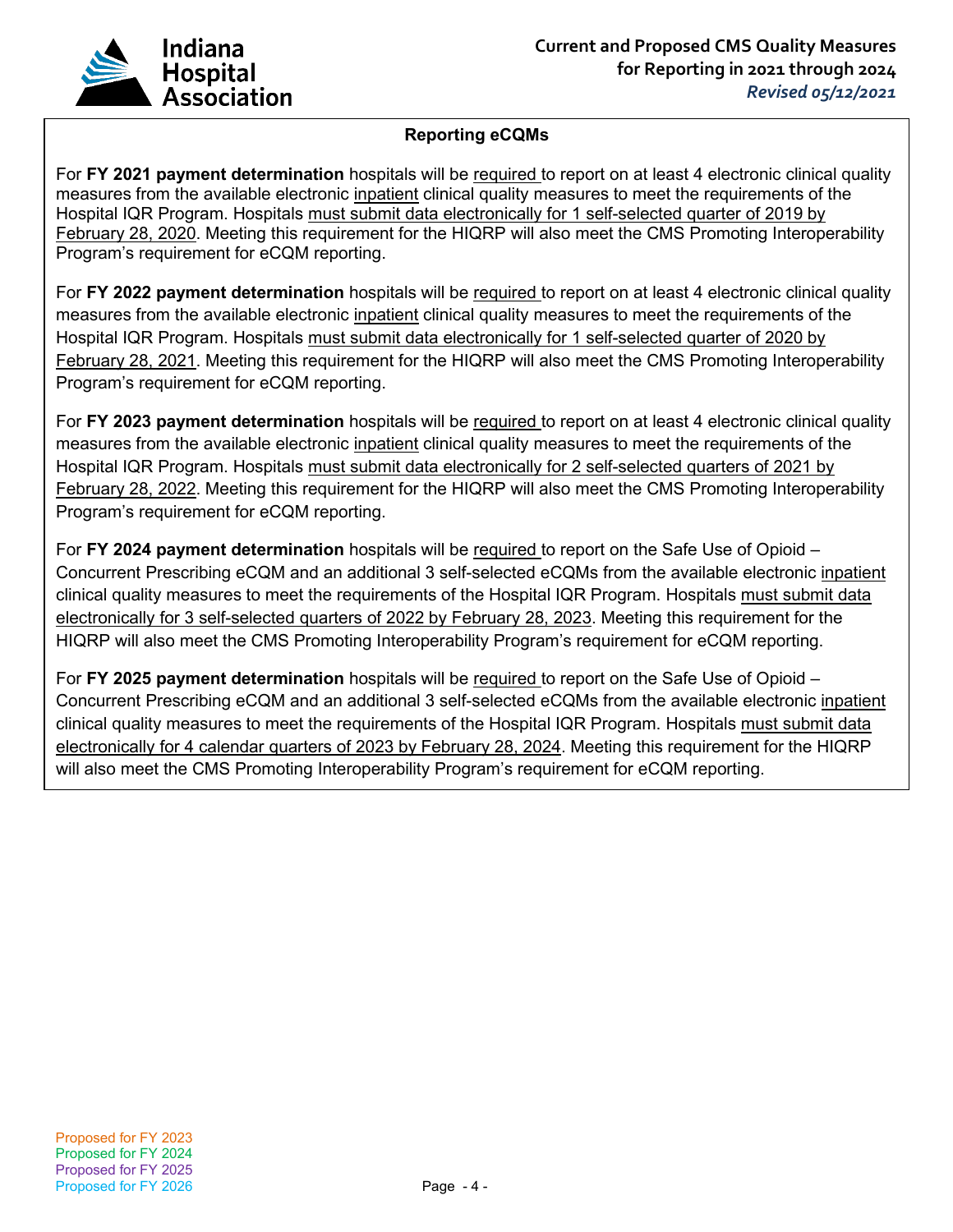### Reporting eCQMs

For **FY 2021 payment determination** hospitals will be required to report on at least 4 electronic clinical quality measures from the available electronic inpatient clinical quality measures to meet the requirements of the Hospital IQR Program. Hospitals must submit data electronically for 1 self-selected quarter of 2019 by February 28, 2020. Meeting this requirement for the HIQRP will also meet the CMS Promoting Interoperability Program's requirement for eCQM reporting.

For **FY 2022 payment determination** hospitals will be required to report on at least 4 electronic clinical quality measures from the available electronic inpatient clinical quality measures to meet the requirements of the Hospital IQR Program. Hospitals must submit data electronically for 1 self-selected quarter of 2020 by February 28, 2021. Meeting this requirement for the HIQRP will also meet the CMS Promoting Interoperability Program's requirement for eCQM reporting.

For **FY 2023 payment determination** hospitals will be required to report on at least 4 electronic clinical quality measures from the available electronic inpatient clinical quality measures to meet the requirements of the Hospital IQR Program. Hospitals must submit data electronically for 2 self-selected quarters of 2021 by February 28, 2022. Meeting this requirement for the HIQRP will also meet the CMS Promoting Interoperability Program's requirement for eCQM reporting.

For **FY 2024 payment determination** hospitals will be required to report on the Safe Use of Opioid – Concurrent Prescribing eCQM and an additional 3 self-selected eCQMs from the available electronic inpatient clinical quality measures to meet the requirements of the Hospital IQR Program. Hospitals must submit data electronically for 3 self-selected quarters of 2022 by February 28, 2023. Meeting this requirement for the HIQRP will also meet the CMS Promoting Interoperability Program's requirement for eCQM reporting.

For **FY 2025 payment determination** hospitals will be required to report on the Safe Use of Opioid – Concurrent Prescribing eCQM and an additional 3 self-selected eCQMs from the available electronic inpatient clinical quality measures to meet the requirements of the Hospital IQR Program. Hospitals must submit data electronically for 4 calendar quarters of 2023 by February 28, 2024. Meeting this requirement for the HIQRP will also meet the CMS Promoting Interoperability Program's requirement for eCQM reporting.

Proposed for FY 2023
Proposed for FY 2024
Proposed for FY 2025
Proposed for FY 2026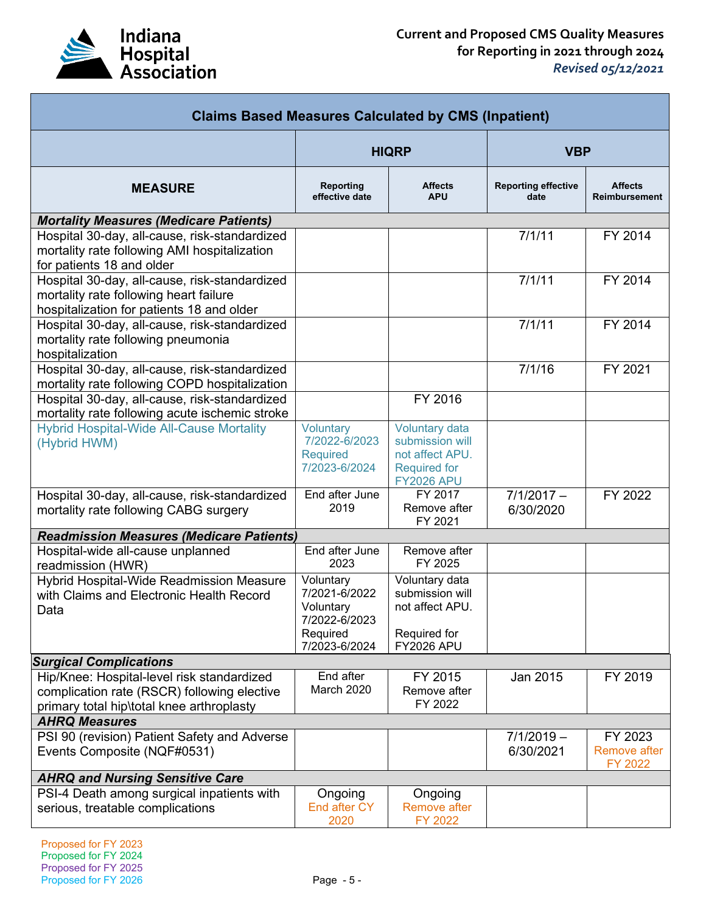# Current and Proposed CMS Quality Measures for Reporting in 2021 through 2024

*Revised 05/12/2021*

| Claims Based Measures Calculated by CMS (Inpatient) | | | | |
|---|---|---|---|---|
| | **HIQRP** | | **VBP** | |
| **MEASURE** | **Reporting effective date** | **Affects APU** | **Reporting effective date** | **Affects Reimbursement** |
| ***Mortality Measures (Medicare Patients)*** | | | | |
| Hospital 30-day, all-cause, risk-standardized mortality rate following AMI hospitalization for patients 18 and older | | | 7/1/11 | FY 2014 |
| Hospital 30-day, all-cause, risk-standardized mortality rate following heart failure hospitalization for patients 18 and older | | | 7/1/11 | FY 2014 |
| Hospital 30-day, all-cause, risk-standardized mortality rate following pneumonia hospitalization | | | 7/1/11 | FY 2014 |
| Hospital 30-day, all-cause, risk-standardized mortality rate following COPD hospitalization | | | 7/1/16 | FY 2021 |
| Hospital 30-day, all-cause, risk-standardized mortality rate following acute ischemic stroke | | FY 2016 | | |
| Hybrid Hospital-Wide All-Cause Mortality (Hybrid HWM) | Voluntary 7/2022-6/2023 Required 7/2023-6/2024 | Voluntary data submission will not affect APU. Required for FY2026 APU | | |
| Hospital 30-day, all-cause, risk-standardized mortality rate following CABG surgery | End after June 2019 | FY 2017 Remove after FY 2021 | 7/1/2017 – 6/30/2020 | FY 2022 |
| ***Readmission Measures (Medicare Patients)*** | | | | |
| Hospital-wide all-cause unplanned readmission (HWR) | End after June 2023 | Remove after FY 2025 | | |
| Hybrid Hospital-Wide Readmission Measure with Claims and Electronic Health Record Data | Voluntary 7/2021-6/2022 Voluntary 7/2022-6/2023 Required 7/2023-6/2024 | Voluntary data submission will not affect APU. Required for FY2026 APU | | |
| ***Surgical Complications*** | | | | |
| Hip/Knee: Hospital-level risk standardized complication rate (RSCR) following elective primary total hip\total knee arthroplasty | End after March 2020 | FY 2015 Remove after FY 2022 | Jan 2015 | FY 2019 |
| ***AHRQ Measures*** | | | | |
| PSI 90 (revision) Patient Safety and Adverse Events Composite (NQF#0531) | | | 7/1/2019 – 6/30/2021 | FY 2023 Remove after FY 2022 |
| ***AHRQ and Nursing Sensitive Care*** | | | | |
| PSI-4 Death among surgical inpatients with serious, treatable complications | Ongoing End after CY 2020 | Ongoing Remove after FY 2022 | | |

Proposed for FY 2023
Proposed for FY 2024
Proposed for FY 2025
Proposed for FY 2026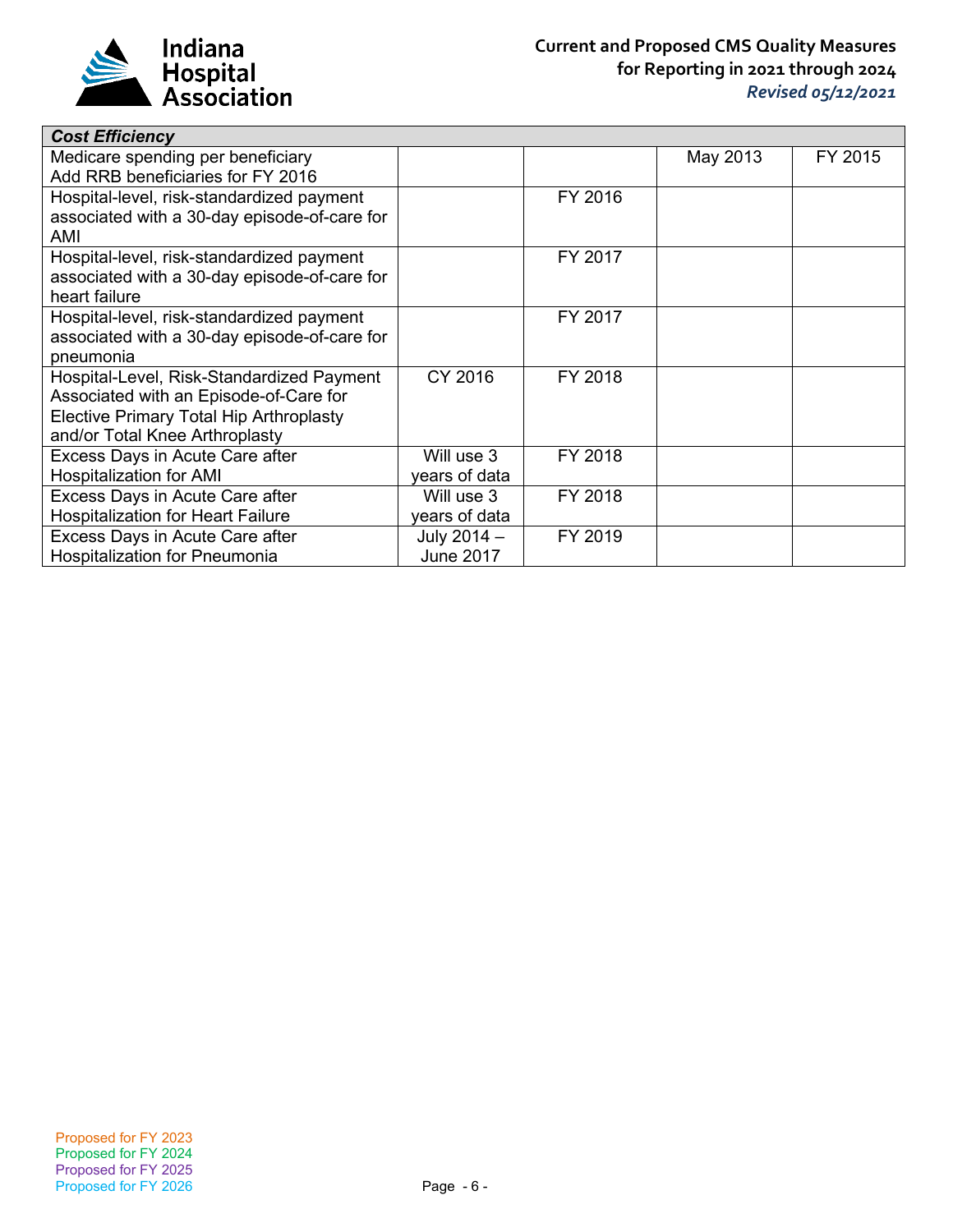| Cost Efficiency | | | | |
|---|---|---|---|---|
| Medicare spending per beneficiary<br>Add RRB beneficiaries for FY 2016 | | | May 2013 | FY 2015 |
| Hospital-level, risk-standardized payment associated with a 30-day episode-of-care for AMI | | FY 2016 | | |
| Hospital-level, risk-standardized payment associated with a 30-day episode-of-care for heart failure | | FY 2017 | | |
| Hospital-level, risk-standardized payment associated with a 30-day episode-of-care for pneumonia | | FY 2017 | | |
| Hospital-Level, Risk-Standardized Payment Associated with an Episode-of-Care for Elective Primary Total Hip Arthroplasty and/or Total Knee Arthroplasty | CY 2016 | FY 2018 | | |
| Excess Days in Acute Care after Hospitalization for AMI | Will use 3 years of data | FY 2018 | | |
| Excess Days in Acute Care after Hospitalization for Heart Failure | Will use 3 years of data | FY 2018 | | |
| Excess Days in Acute Care after Hospitalization for Pneumonia | July 2014 – June 2017 | FY 2019 | | |

Proposed for FY 2023
Proposed for FY 2024
Proposed for FY 2025
Proposed for FY 2026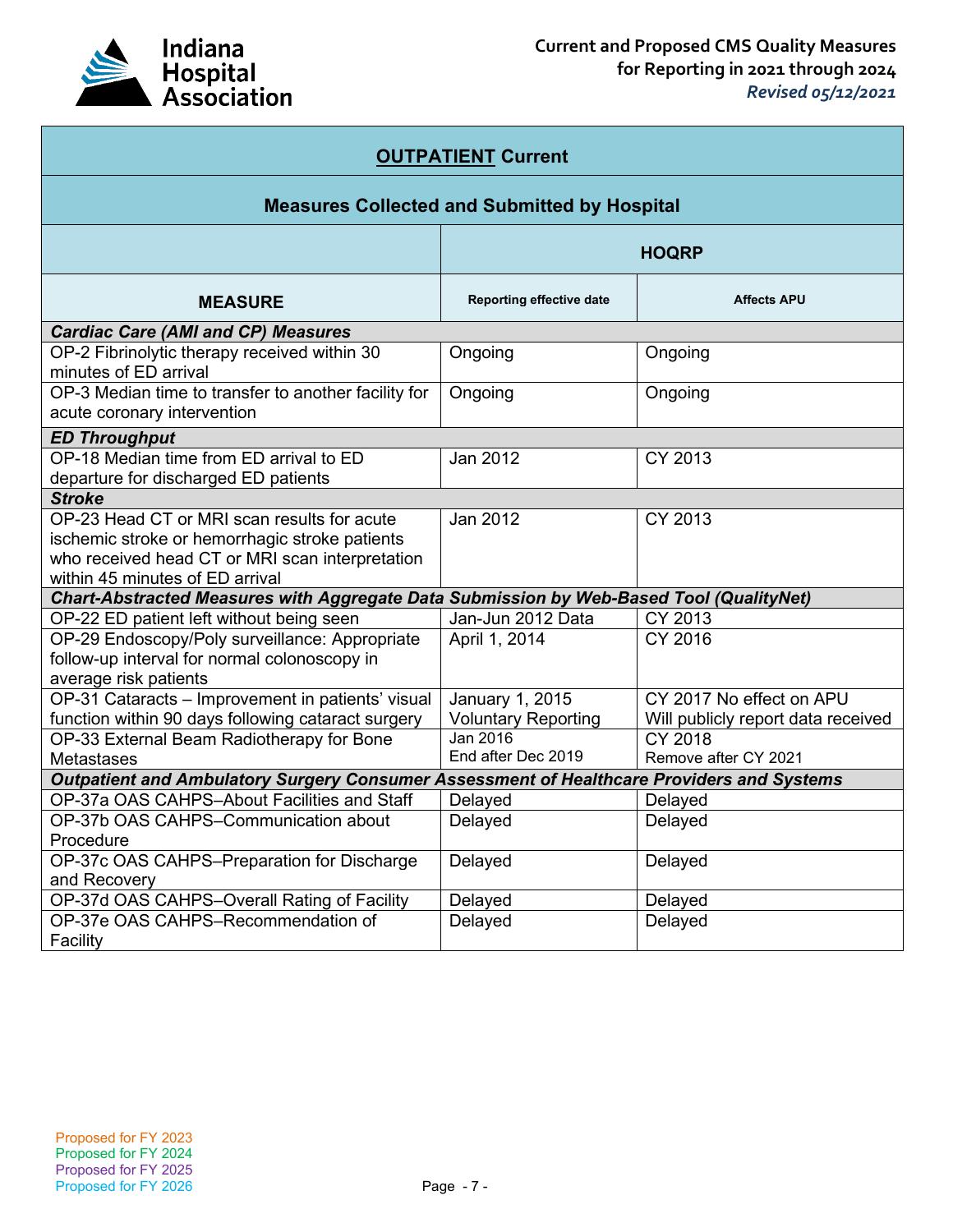| **OUTPATIENT Current** | | |
|---|---|---|
| **Measures Collected and Submitted by Hospital** | | |
| | **HOQRP** | |
| **MEASURE** | **Reporting effective date** | **Affects APU** |
| ***Cardiac Care (AMI and CP) Measures*** | | |
| OP-2 Fibrinolytic therapy received within 30 minutes of ED arrival | Ongoing | Ongoing |
| OP-3 Median time to transfer to another facility for acute coronary intervention | Ongoing | Ongoing |
| ***ED Throughput*** | | |
| OP-18 Median time from ED arrival to ED departure for discharged ED patients | Jan 2012 | CY 2013 |
| ***Stroke*** | | |
| OP-23 Head CT or MRI scan results for acute ischemic stroke or hemorrhagic stroke patients who received head CT or MRI scan interpretation within 45 minutes of ED arrival | Jan 2012 | CY 2013 |
| ***Chart-Abstracted Measures with Aggregate Data Submission by Web-Based Tool (QualityNet)*** | | |
| OP-22 ED patient left without being seen | Jan-Jun 2012 Data | CY 2013 |
| OP-29 Endoscopy/Poly surveillance: Appropriate follow-up interval for normal colonoscopy in average risk patients | April 1, 2014 | CY 2016 |
| OP-31 Cataracts – Improvement in patients' visual function within 90 days following cataract surgery | January 1, 2015 Voluntary Reporting | CY 2017 No effect on APU Will publicly report data received |
| OP-33 External Beam Radiotherapy for Bone Metastases | Jan 2016 End after Dec 2019 | CY 2018 Remove after CY 2021 |
| ***Outpatient and Ambulatory Surgery Consumer Assessment of Healthcare Providers and Systems*** | | |
| OP-37a OAS CAHPS–About Facilities and Staff | Delayed | Delayed |
| OP-37b OAS CAHPS–Communication about Procedure | Delayed | Delayed |
| OP-37c OAS CAHPS–Preparation for Discharge and Recovery | Delayed | Delayed |
| OP-37d OAS CAHPS–Overall Rating of Facility | Delayed | Delayed |
| OP-37e OAS CAHPS–Recommendation of Facility | Delayed | Delayed |

Proposed for FY 2023
Proposed for FY 2024
Proposed for FY 2025
Proposed for FY 2026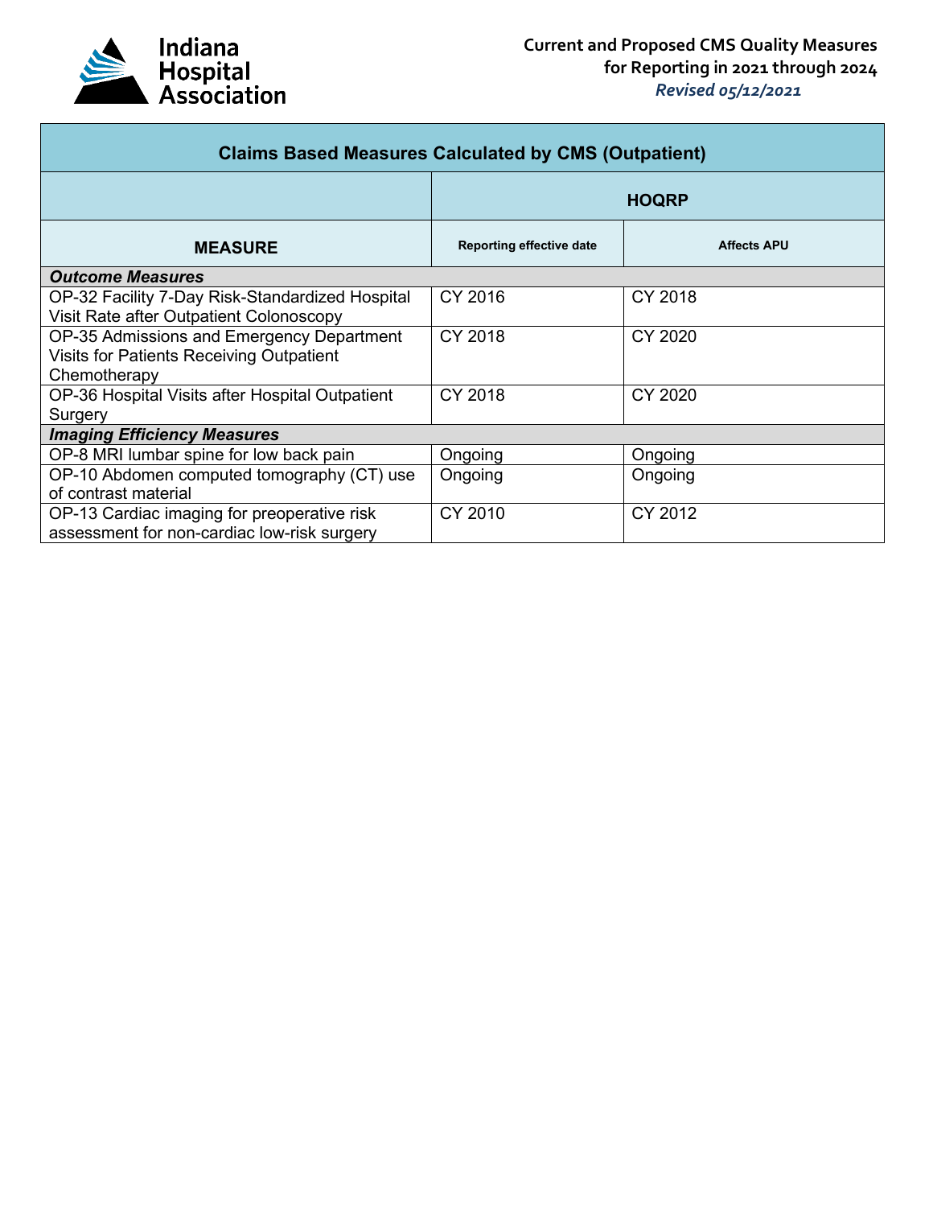| Claims Based Measures Calculated by CMS (Outpatient) | | |
|---|---|---|
| | HOQRP | |
| **MEASURE** | **Reporting effective date** | **Affects APU** |
| ***Outcome Measures*** | | |
| OP-32 Facility 7-Day Risk-Standardized Hospital Visit Rate after Outpatient Colonoscopy | CY 2016 | CY 2018 |
| OP-35 Admissions and Emergency Department Visits for Patients Receiving Outpatient Chemotherapy | CY 2018 | CY 2020 |
| OP-36 Hospital Visits after Hospital Outpatient Surgery | CY 2018 | CY 2020 |
| ***Imaging Efficiency Measures*** | | |
| OP-8 MRI lumbar spine for low back pain | Ongoing | Ongoing |
| OP-10 Abdomen computed tomography (CT) use of contrast material | Ongoing | Ongoing |
| OP-13 Cardiac imaging for preoperative risk assessment for non-cardiac low-risk surgery | CY 2010 | CY 2012 |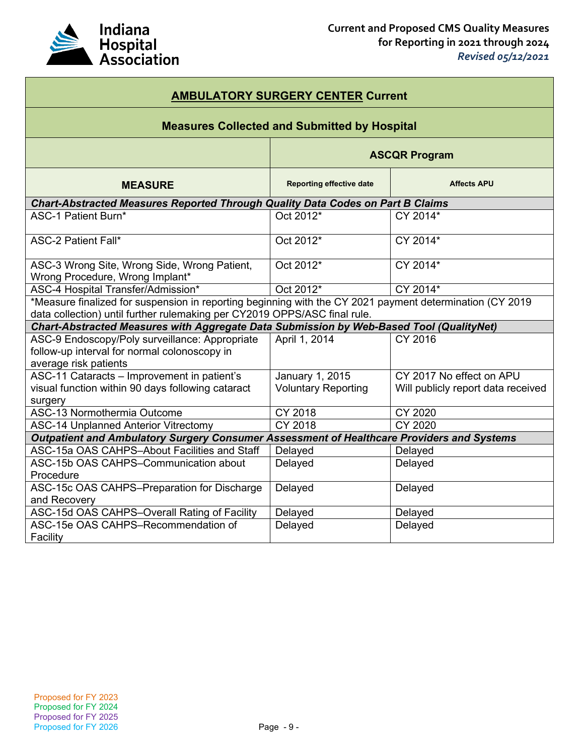| **AMBULATORY SURGERY CENTER Current** | | |
|---|---|---|
| **Measures Collected and Submitted by Hospital** | | |
| | **ASCQR Program** | |
| **MEASURE** | **Reporting effective date** | **Affects APU** |
| ***Chart-Abstracted Measures Reported Through Quality Data Codes on Part B Claims*** | | |
| ASC-1 Patient Burn* | Oct 2012* | CY 2014* |
| ASC-2 Patient Fall* | Oct 2012* | CY 2014* |
| ASC-3 Wrong Site, Wrong Side, Wrong Patient, Wrong Procedure, Wrong Implant* | Oct 2012* | CY 2014* |
| ASC-4 Hospital Transfer/Admission* | Oct 2012* | CY 2014* |
| *Measure finalized for suspension in reporting beginning with the CY 2021 payment determination (CY 2019 data collection) until further rulemaking per CY2019 OPPS/ASC final rule. | | |
| ***Chart-Abstracted Measures with Aggregate Data Submission by Web-Based Tool (QualityNet)*** | | |
| ASC-9 Endoscopy/Poly surveillance: Appropriate follow-up interval for normal colonoscopy in average risk patients | April 1, 2014 | CY 2016 |
| ASC-11 Cataracts – Improvement in patient's visual function within 90 days following cataract surgery | January 1, 2015 Voluntary Reporting | CY 2017 No effect on APU Will publicly report data received |
| ASC-13 Normothermia Outcome | CY 2018 | CY 2020 |
| ASC-14 Unplanned Anterior Vitrectomy | CY 2018 | CY 2020 |
| ***Outpatient and Ambulatory Surgery Consumer Assessment of Healthcare Providers and Systems*** | | |
| ASC-15a OAS CAHPS–About Facilities and Staff | Delayed | Delayed |
| ASC-15b OAS CAHPS–Communication about Procedure | Delayed | Delayed |
| ASC-15c OAS CAHPS–Preparation for Discharge and Recovery | Delayed | Delayed |
| ASC-15d OAS CAHPS–Overall Rating of Facility | Delayed | Delayed |
| ASC-15e OAS CAHPS–Recommendation of Facility | Delayed | Delayed |

Proposed for FY 2023
Proposed for FY 2024
Proposed for FY 2025
Proposed for FY 2026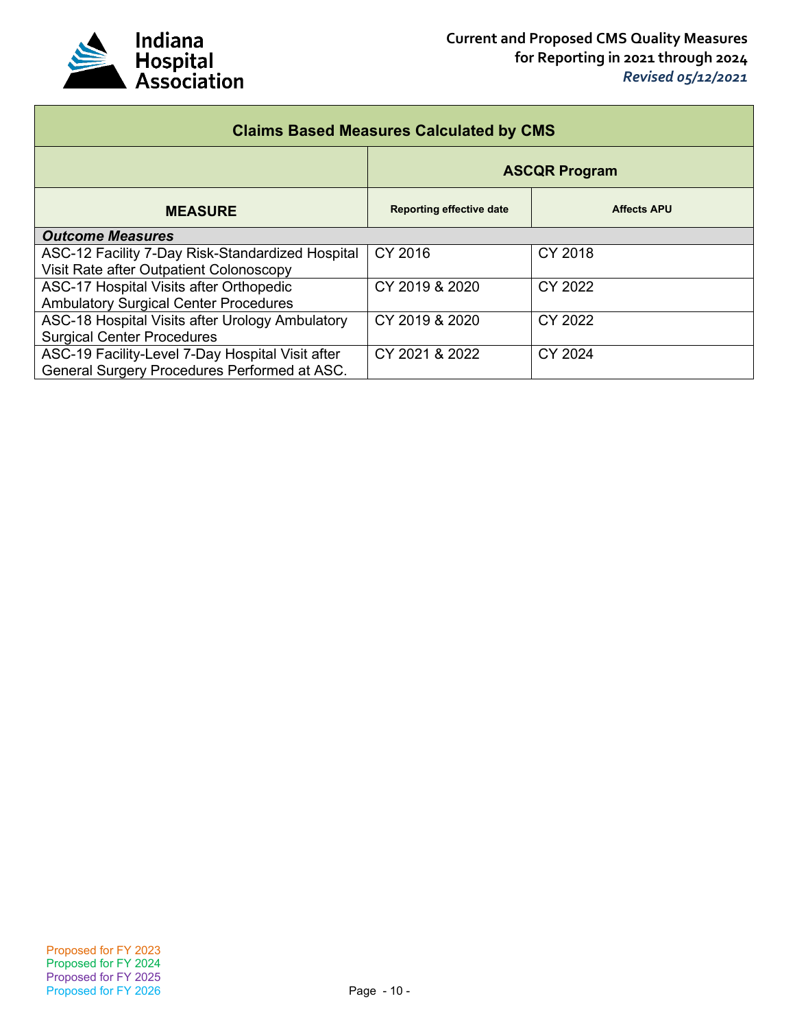| Claims Based Measures Calculated by CMS | | |
|---|---|---|
| | ASCQR Program | |
| MEASURE | Reporting effective date | Affects APU |
| ***Outcome Measures*** | | |
| ASC-12 Facility 7-Day Risk-Standardized Hospital Visit Rate after Outpatient Colonoscopy | CY 2016 | CY 2018 |
| ASC-17 Hospital Visits after Orthopedic Ambulatory Surgical Center Procedures | CY 2019 & 2020 | CY 2022 |
| ASC-18 Hospital Visits after Urology Ambulatory Surgical Center Procedures | CY 2019 & 2020 | CY 2022 |
| ASC-19 Facility-Level 7-Day Hospital Visit after General Surgery Procedures Performed at ASC. | CY 2021 & 2022 | CY 2024 |

Proposed for FY 2023
Proposed for FY 2024
Proposed for FY 2025
Proposed for FY 2026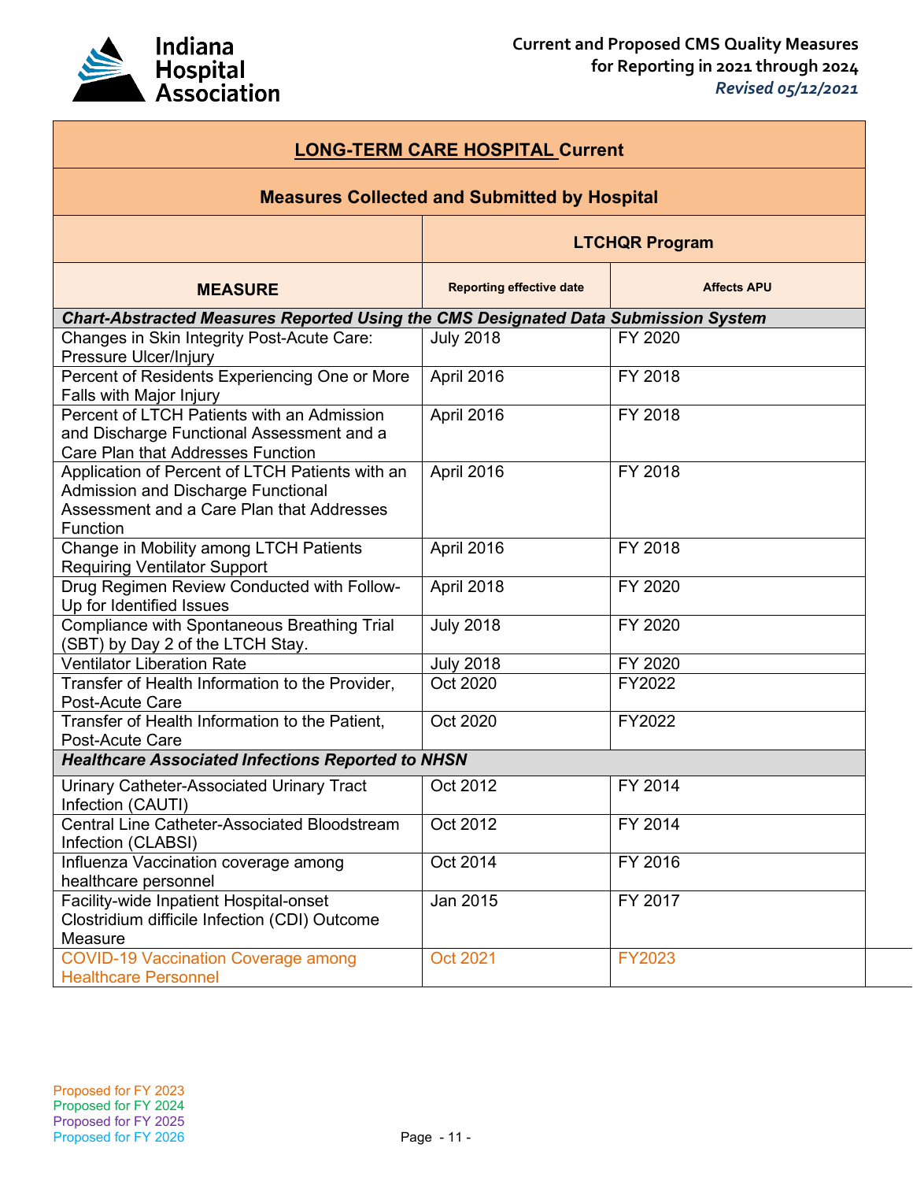| **LONG-TERM CARE HOSPITAL Current** | | |
|---|---|---|
| **Measures Collected and Submitted by Hospital** | | |
| | **LTCHQR Program** | |
| **MEASURE** | **Reporting effective date** | **Affects APU** |
| ***Chart-Abstracted Measures Reported Using the CMS Designated Data Submission System*** | | |
| Changes in Skin Integrity Post-Acute Care: Pressure Ulcer/Injury | July 2018 | FY 2020 |
| Percent of Residents Experiencing One or More Falls with Major Injury | April 2016 | FY 2018 |
| Percent of LTCH Patients with an Admission and Discharge Functional Assessment and a Care Plan that Addresses Function | April 2016 | FY 2018 |
| Application of Percent of LTCH Patients with an Admission and Discharge Functional Assessment and a Care Plan that Addresses Function | April 2016 | FY 2018 |
| Change in Mobility among LTCH Patients Requiring Ventilator Support | April 2016 | FY 2018 |
| Drug Regimen Review Conducted with Follow-Up for Identified Issues | April 2018 | FY 2020 |
| Compliance with Spontaneous Breathing Trial (SBT) by Day 2 of the LTCH Stay. | July 2018 | FY 2020 |
| Ventilator Liberation Rate | July 2018 | FY 2020 |
| Transfer of Health Information to the Provider, Post-Acute Care | Oct 2020 | FY2022 |
| Transfer of Health Information to the Patient, Post-Acute Care | Oct 2020 | FY2022 |
| ***Healthcare Associated Infections Reported to NHSN*** | | |
| Urinary Catheter-Associated Urinary Tract Infection (CAUTI) | Oct 2012 | FY 2014 |
| Central Line Catheter-Associated Bloodstream Infection (CLABSI) | Oct 2012 | FY 2014 |
| Influenza Vaccination coverage among healthcare personnel | Oct 2014 | FY 2016 |
| Facility-wide Inpatient Hospital-onset Clostridium difficile Infection (CDI) Outcome Measure | Jan 2015 | FY 2017 |
| COVID-19 Vaccination Coverage among Healthcare Personnel | Oct 2021 | FY2023 |

Proposed for FY 2023
Proposed for FY 2024
Proposed for FY 2025
Proposed for FY 2026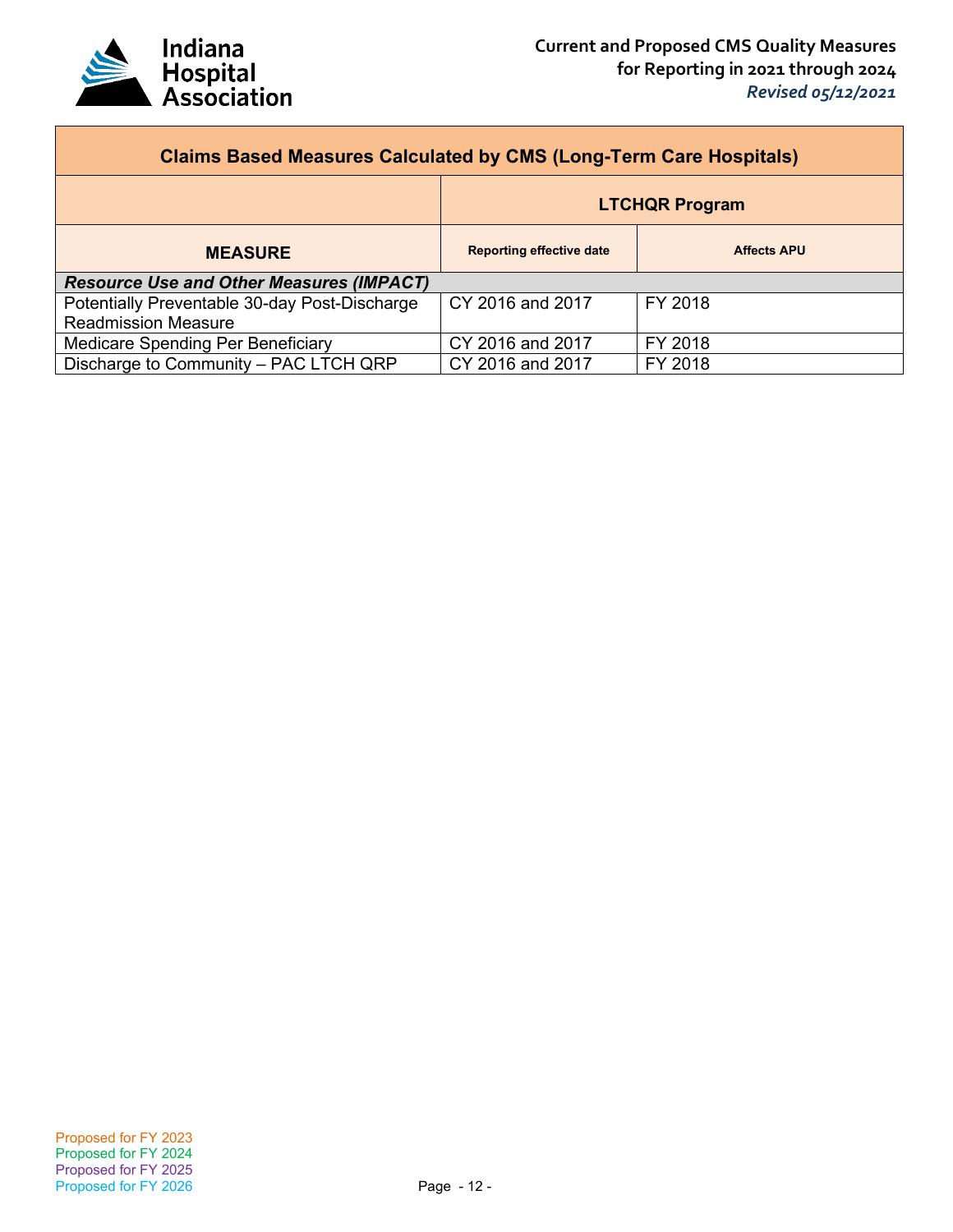| Claims Based Measures Calculated by CMS (Long-Term Care Hospitals) | | |
|---|---|---|
| | **LTCHQR Program** | |
| **MEASURE** | **Reporting effective date** | **Affects APU** |
| ***Resource Use and Other Measures (IMPACT)*** | | |
| Potentially Preventable 30-day Post-Discharge Readmission Measure | CY 2016 and 2017 | FY 2018 |
| Medicare Spending Per Beneficiary | CY 2016 and 2017 | FY 2018 |
| Discharge to Community – PAC LTCH QRP | CY 2016 and 2017 | FY 2018 |

Proposed for FY 2023
Proposed for FY 2024
Proposed for FY 2025
Proposed for FY 2026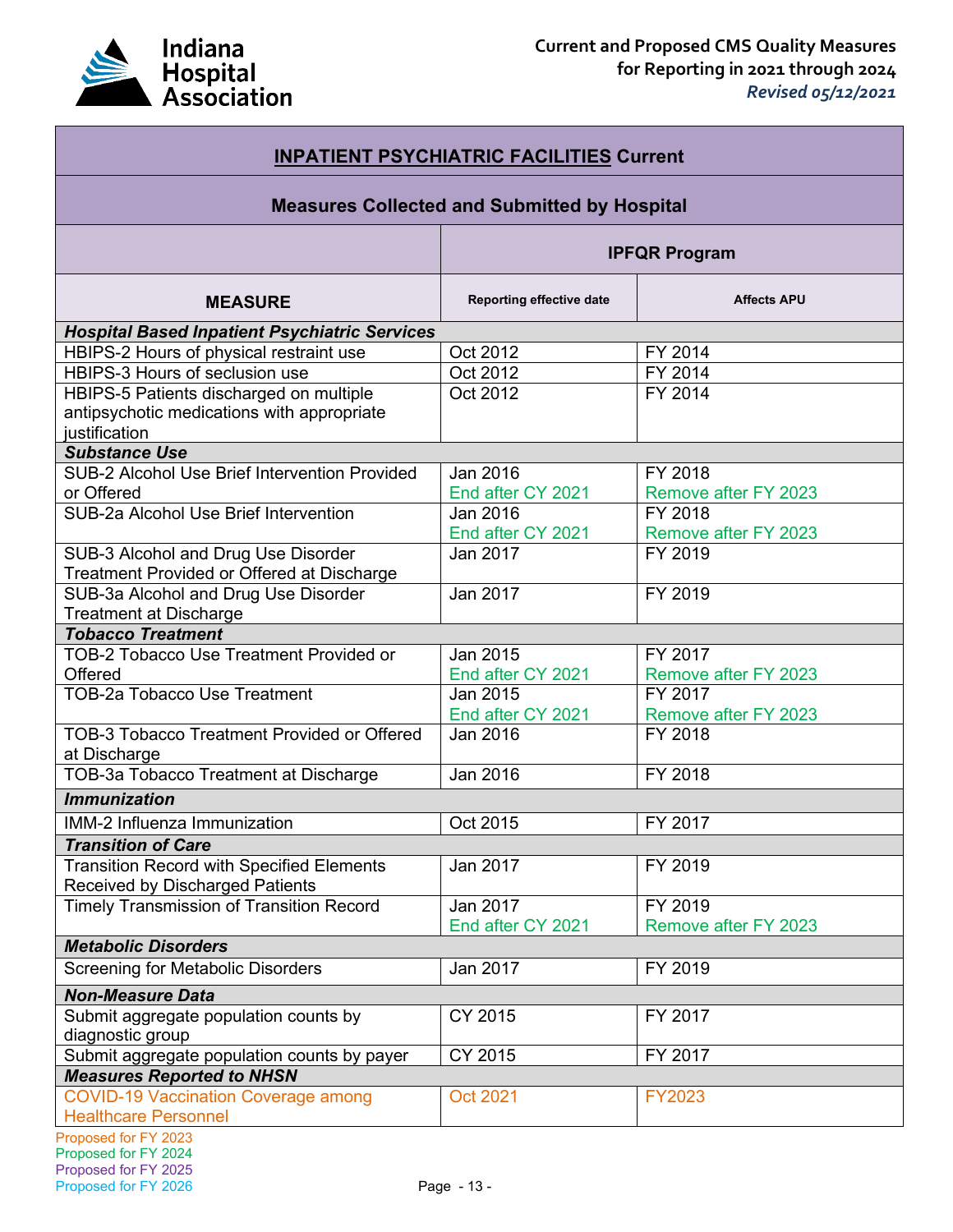| **INPATIENT PSYCHIATRIC FACILITIES Current** | | |
|---|---|---|
| **Measures Collected and Submitted by Hospital** | | |
| | **IPFQR Program** | |
| **MEASURE** | **Reporting effective date** | **Affects APU** |
| ***Hospital Based Inpatient Psychiatric Services*** | | |
| HBIPS-2 Hours of physical restraint use | Oct 2012 | FY 2014 |
| HBIPS-3 Hours of seclusion use | Oct 2012 | FY 2014 |
| HBIPS-5 Patients discharged on multiple antipsychotic medications with appropriate justification | Oct 2012 | FY 2014 |
| ***Substance Use*** | | |
| SUB-2 Alcohol Use Brief Intervention Provided or Offered | Jan 2016<br>End after CY 2021 | FY 2018<br>Remove after FY 2023 |
| SUB-2a Alcohol Use Brief Intervention | Jan 2016<br>End after CY 2021 | FY 2018<br>Remove after FY 2023 |
| SUB-3 Alcohol and Drug Use Disorder Treatment Provided or Offered at Discharge | Jan 2017 | FY 2019 |
| SUB-3a Alcohol and Drug Use Disorder Treatment at Discharge | Jan 2017 | FY 2019 |
| ***Tobacco Treatment*** | | |
| TOB-2 Tobacco Use Treatment Provided or Offered | Jan 2015<br>End after CY 2021 | FY 2017<br>Remove after FY 2023 |
| TOB-2a Tobacco Use Treatment | Jan 2015<br>End after CY 2021 | FY 2017<br>Remove after FY 2023 |
| TOB-3 Tobacco Treatment Provided or Offered at Discharge | Jan 2016 | FY 2018 |
| TOB-3a Tobacco Treatment at Discharge | Jan 2016 | FY 2018 |
| ***Immunization*** | | |
| IMM-2 Influenza Immunization | Oct 2015 | FY 2017 |
| ***Transition of Care*** | | |
| Transition Record with Specified Elements Received by Discharged Patients | Jan 2017 | FY 2019 |
| Timely Transmission of Transition Record | Jan 2017<br>End after CY 2021 | FY 2019<br>Remove after FY 2023 |
| ***Metabolic Disorders*** | | |
| Screening for Metabolic Disorders | Jan 2017 | FY 2019 |
| ***Non-Measure Data*** | | |
| Submit aggregate population counts by diagnostic group | CY 2015 | FY 2017 |
| Submit aggregate population counts by payer | CY 2015 | FY 2017 |
| ***Measures Reported to NHSN*** | | |
| COVID-19 Vaccination Coverage among Healthcare Personnel | Oct 2021 | FY2023 |

Proposed for FY 2023
Proposed for FY 2024
Proposed for FY 2025
Proposed for FY 2026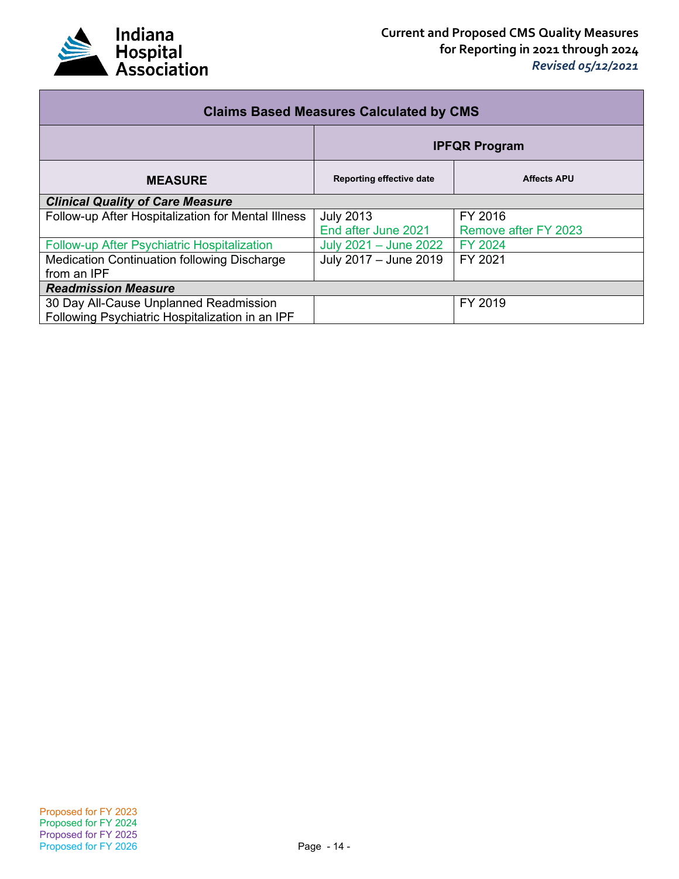## Claims Based Measures Calculated by CMS

| | IPFQR Program | |
|---|---|---|
| **MEASURE** | **Reporting effective date** | **Affects APU** |
| ***Clinical Quality of Care Measure*** | | |
| Follow-up After Hospitalization for Mental Illness | July 2013<br>End after June 2021 | FY 2016<br>Remove after FY 2023 |
| Follow-up After Psychiatric Hospitalization | July 2021 – June 2022 | FY 2024 |
| Medication Continuation following Discharge from an IPF | July 2017 – June 2019 | FY 2021 |
| ***Readmission Measure*** | | |
| 30 Day All-Cause Unplanned Readmission Following Psychiatric Hospitalization in an IPF | | FY 2019 |

Proposed for FY 2023
Proposed for FY 2024
Proposed for FY 2025
Proposed for FY 2026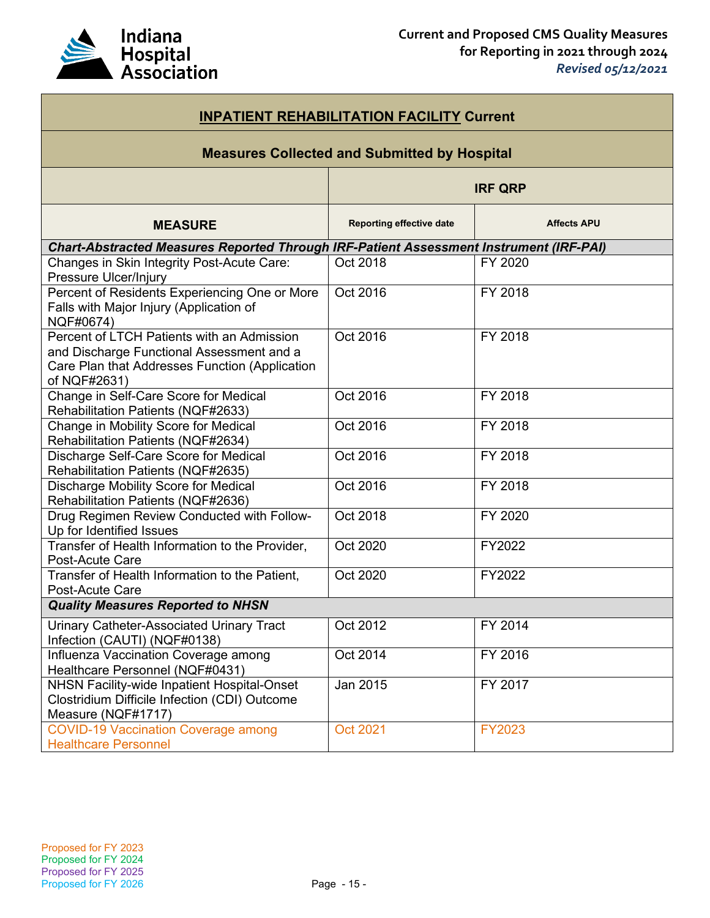| INPATIENT REHABILITATION FACILITY Current | | |
|---|---|---|
| **Measures Collected and Submitted by Hospital** | | |
| | **IRF QRP** | |
| **MEASURE** | **Reporting effective date** | **Affects APU** |
| ***Chart-Abstracted Measures Reported Through IRF-Patient Assessment Instrument (IRF-PAI)*** | | |
| Changes in Skin Integrity Post-Acute Care: Pressure Ulcer/Injury | Oct 2018 | FY 2020 |
| Percent of Residents Experiencing One or More Falls with Major Injury (Application of NQF#0674) | Oct 2016 | FY 2018 |
| Percent of LTCH Patients with an Admission and Discharge Functional Assessment and a Care Plan that Addresses Function (Application of NQF#2631) | Oct 2016 | FY 2018 |
| Change in Self-Care Score for Medical Rehabilitation Patients (NQF#2633) | Oct 2016 | FY 2018 |
| Change in Mobility Score for Medical Rehabilitation Patients (NQF#2634) | Oct 2016 | FY 2018 |
| Discharge Self-Care Score for Medical Rehabilitation Patients (NQF#2635) | Oct 2016 | FY 2018 |
| Discharge Mobility Score for Medical Rehabilitation Patients (NQF#2636) | Oct 2016 | FY 2018 |
| Drug Regimen Review Conducted with Follow-Up for Identified Issues | Oct 2018 | FY 2020 |
| Transfer of Health Information to the Provider, Post-Acute Care | Oct 2020 | FY2022 |
| Transfer of Health Information to the Patient, Post-Acute Care | Oct 2020 | FY2022 |
| ***Quality Measures Reported to NHSN*** | | |
| Urinary Catheter-Associated Urinary Tract Infection (CAUTI) (NQF#0138) | Oct 2012 | FY 2014 |
| Influenza Vaccination Coverage among Healthcare Personnel (NQF#0431) | Oct 2014 | FY 2016 |
| NHSN Facility-wide Inpatient Hospital-Onset Clostridium Difficile Infection (CDI) Outcome Measure (NQF#1717) | Jan 2015 | FY 2017 |
| COVID-19 Vaccination Coverage among Healthcare Personnel | Oct 2021 | FY2023 |

Proposed for FY 2023
Proposed for FY 2024
Proposed for FY 2025
Proposed for FY 2026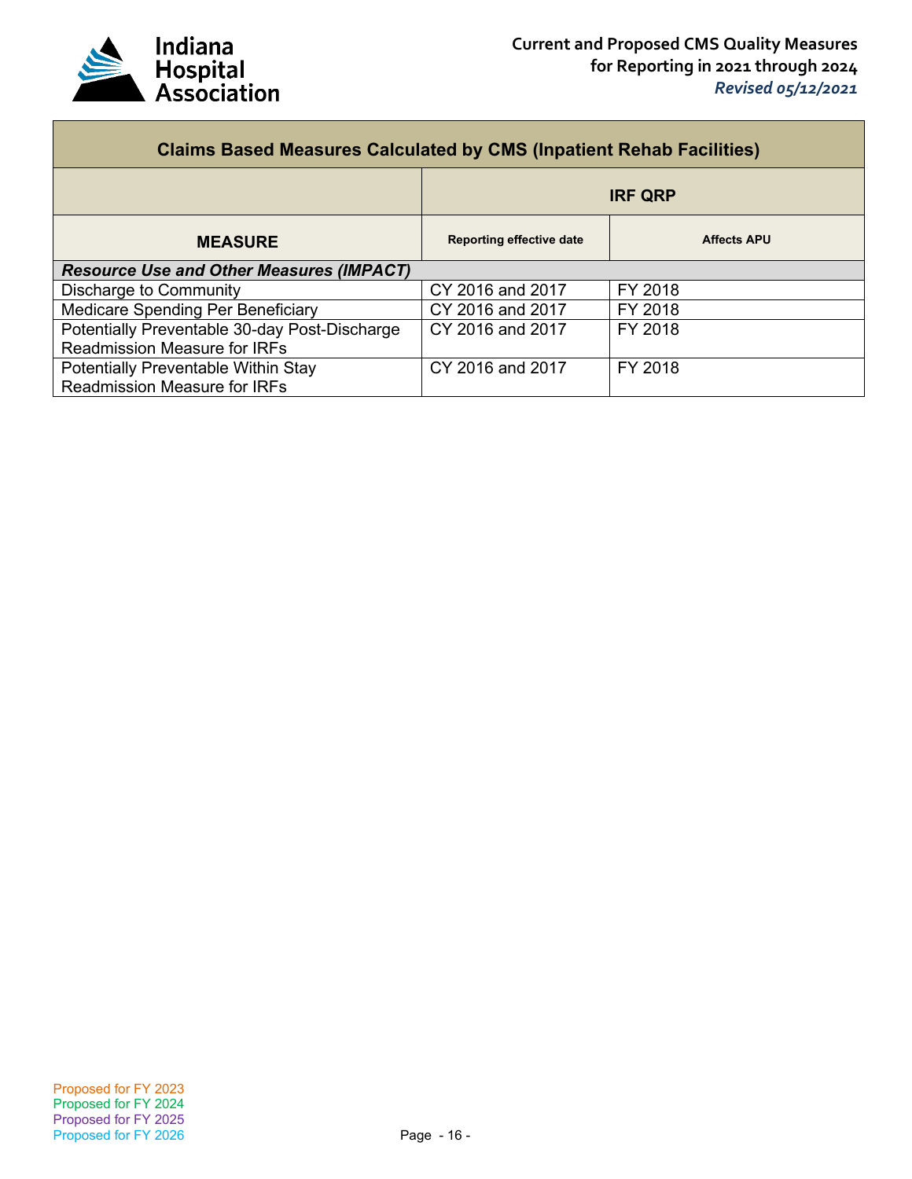| Claims Based Measures Calculated by CMS (Inpatient Rehab Facilities) | | |
|---|---|---|
| | IRF QRP | |
| **MEASURE** | **Reporting effective date** | **Affects APU** |
| ***Resource Use and Other Measures (IMPACT)*** | | |
| Discharge to Community | CY 2016 and 2017 | FY 2018 |
| Medicare Spending Per Beneficiary | CY 2016 and 2017 | FY 2018 |
| Potentially Preventable 30-day Post-Discharge Readmission Measure for IRFs | CY 2016 and 2017 | FY 2018 |
| Potentially Preventable Within Stay Readmission Measure for IRFs | CY 2016 and 2017 | FY 2018 |

Proposed for FY 2023
Proposed for FY 2024
Proposed for FY 2025
Proposed for FY 2026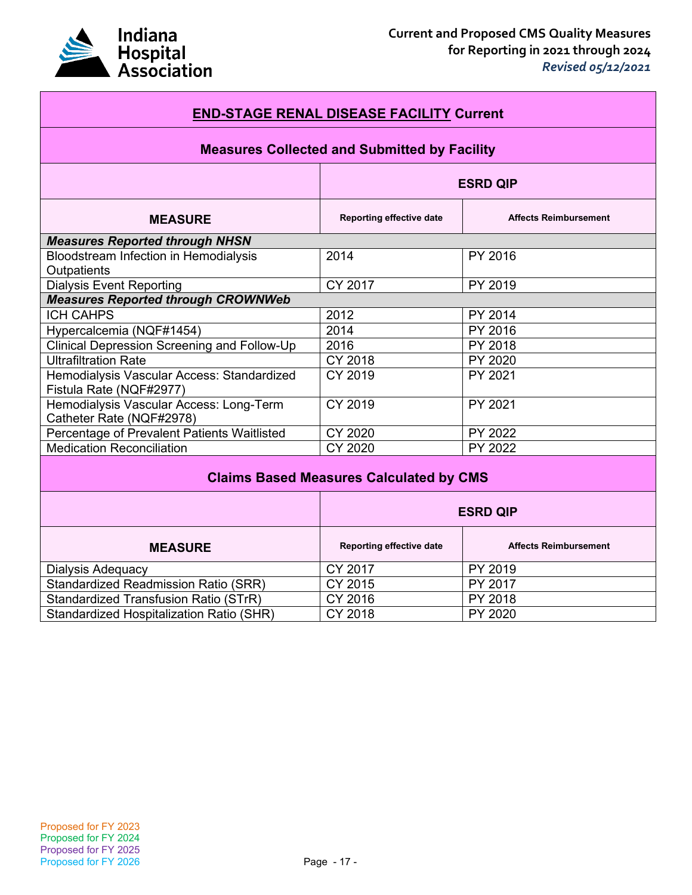## END-STAGE RENAL DISEASE FACILITY Current

### Measures Collected and Submitted by Facility

| | ESRD QIP | |
|---|---|---|
| **MEASURE** | **Reporting effective date** | **Affects Reimbursement** |
| ***Measures Reported through NHSN*** | | |
| Bloodstream Infection in Hemodialysis Outpatients | 2014 | PY 2016 |
| Dialysis Event Reporting | CY 2017 | PY 2019 |
| ***Measures Reported through CROWNWeb*** | | |
| ICH CAHPS | 2012 | PY 2014 |
| Hypercalcemia (NQF#1454) | 2014 | PY 2016 |
| Clinical Depression Screening and Follow-Up | 2016 | PY 2018 |
| Ultrafiltration Rate | CY 2018 | PY 2020 |
| Hemodialysis Vascular Access: Standardized Fistula Rate (NQF#2977) | CY 2019 | PY 2021 |
| Hemodialysis Vascular Access: Long-Term Catheter Rate (NQF#2978) | CY 2019 | PY 2021 |
| Percentage of Prevalent Patients Waitlisted | CY 2020 | PY 2022 |
| Medication Reconciliation | CY 2020 | PY 2022 |

### Claims Based Measures Calculated by CMS

| | ESRD QIP | |
|---|---|---|
| **MEASURE** | **Reporting effective date** | **Affects Reimbursement** |
| Dialysis Adequacy | CY 2017 | PY 2019 |
| Standardized Readmission Ratio (SRR) | CY 2015 | PY 2017 |
| Standardized Transfusion Ratio (STrR) | CY 2016 | PY 2018 |
| Standardized Hospitalization Ratio (SHR) | CY 2018 | PY 2020 |

Proposed for FY 2023
Proposed for FY 2024
Proposed for FY 2025
Proposed for FY 2026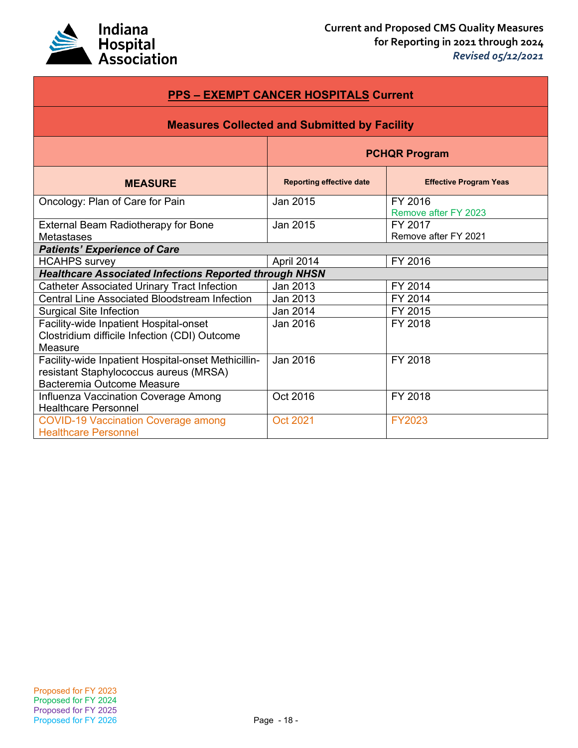| PPS – EXEMPT CANCER HOSPITALS Current | | |
|---|---|---|
| **Measures Collected and Submitted by Facility** | | |
| | **PCHQR Program** | |
| **MEASURE** | **Reporting effective date** | **Effective Program Yeas** |
| Oncology: Plan of Care for Pain | Jan 2015 | FY 2016<br>Remove after FY 2023 |
| External Beam Radiotherapy for Bone Metastases | Jan 2015 | FY 2017<br>Remove after FY 2021 |
| ***Patients' Experience of Care*** | | |
| HCAHPS survey | April 2014 | FY 2016 |
| ***Healthcare Associated Infections Reported through NHSN*** | | |
| Catheter Associated Urinary Tract Infection | Jan 2013 | FY 2014 |
| Central Line Associated Bloodstream Infection | Jan 2013 | FY 2014 |
| Surgical Site Infection | Jan 2014 | FY 2015 |
| Facility-wide Inpatient Hospital-onset Clostridium difficile Infection (CDI) Outcome Measure | Jan 2016 | FY 2018 |
| Facility-wide Inpatient Hospital-onset Methicillin-resistant Staphylococcus aureus (MRSA) Bacteremia Outcome Measure | Jan 2016 | FY 2018 |
| Influenza Vaccination Coverage Among Healthcare Personnel | Oct 2016 | FY 2018 |
| COVID-19 Vaccination Coverage among Healthcare Personnel | Oct 2021 | FY2023 |

Proposed for FY 2023
Proposed for FY 2024
Proposed for FY 2025
Proposed for FY 2026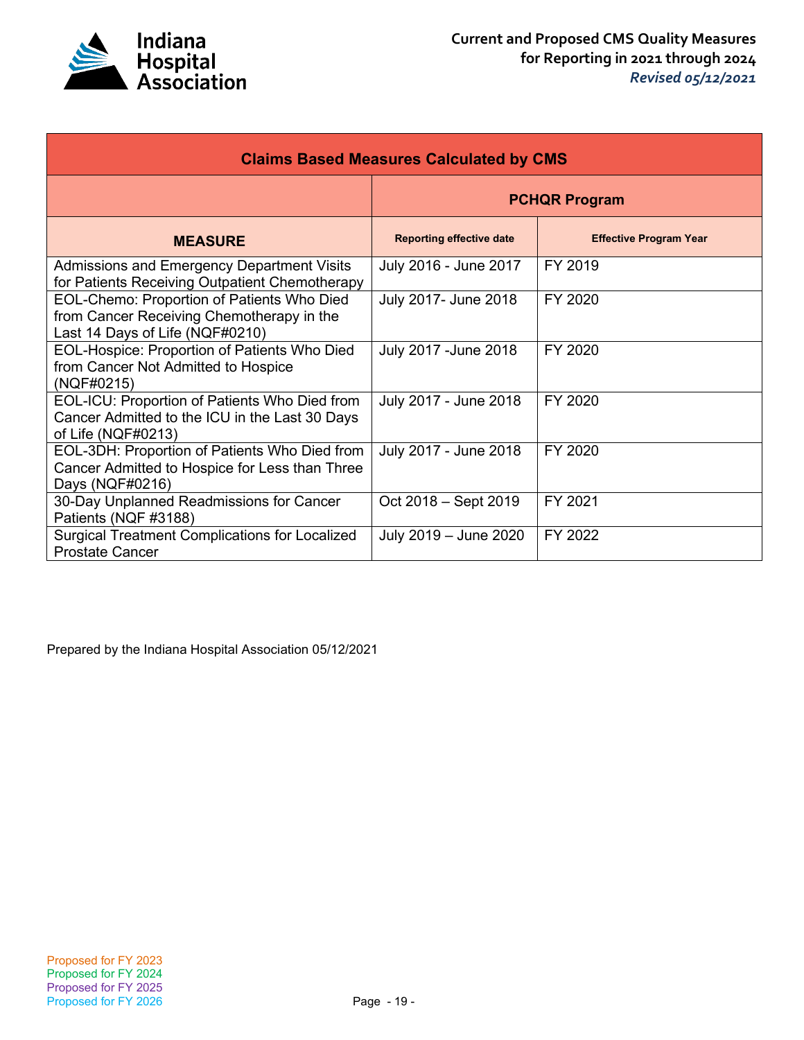| Claims Based Measures Calculated by CMS | | |
|---|---|---|
| | **PCHQR Program** | |
| **MEASURE** | **Reporting effective date** | **Effective Program Year** |
| Admissions and Emergency Department Visits for Patients Receiving Outpatient Chemotherapy | July 2016 - June 2017 | FY 2019 |
| EOL-Chemo: Proportion of Patients Who Died from Cancer Receiving Chemotherapy in the Last 14 Days of Life (NQF#0210) | July 2017- June 2018 | FY 2020 |
| EOL-Hospice: Proportion of Patients Who Died from Cancer Not Admitted to Hospice (NQF#0215) | July 2017 -June 2018 | FY 2020 |
| EOL-ICU: Proportion of Patients Who Died from Cancer Admitted to the ICU in the Last 30 Days of Life (NQF#0213) | July 2017 - June 2018 | FY 2020 |
| EOL-3DH: Proportion of Patients Who Died from Cancer Admitted to Hospice for Less than Three Days (NQF#0216) | July 2017 - June 2018 | FY 2020 |
| 30-Day Unplanned Readmissions for Cancer Patients (NQF #3188) | Oct 2018 – Sept 2019 | FY 2021 |
| Surgical Treatment Complications for Localized Prostate Cancer | July 2019 – June 2020 | FY 2022 |

Prepared by the Indiana Hospital Association 05/12/2021

Proposed for FY 2023
Proposed for FY 2024
Proposed for FY 2025
Proposed for FY 2026